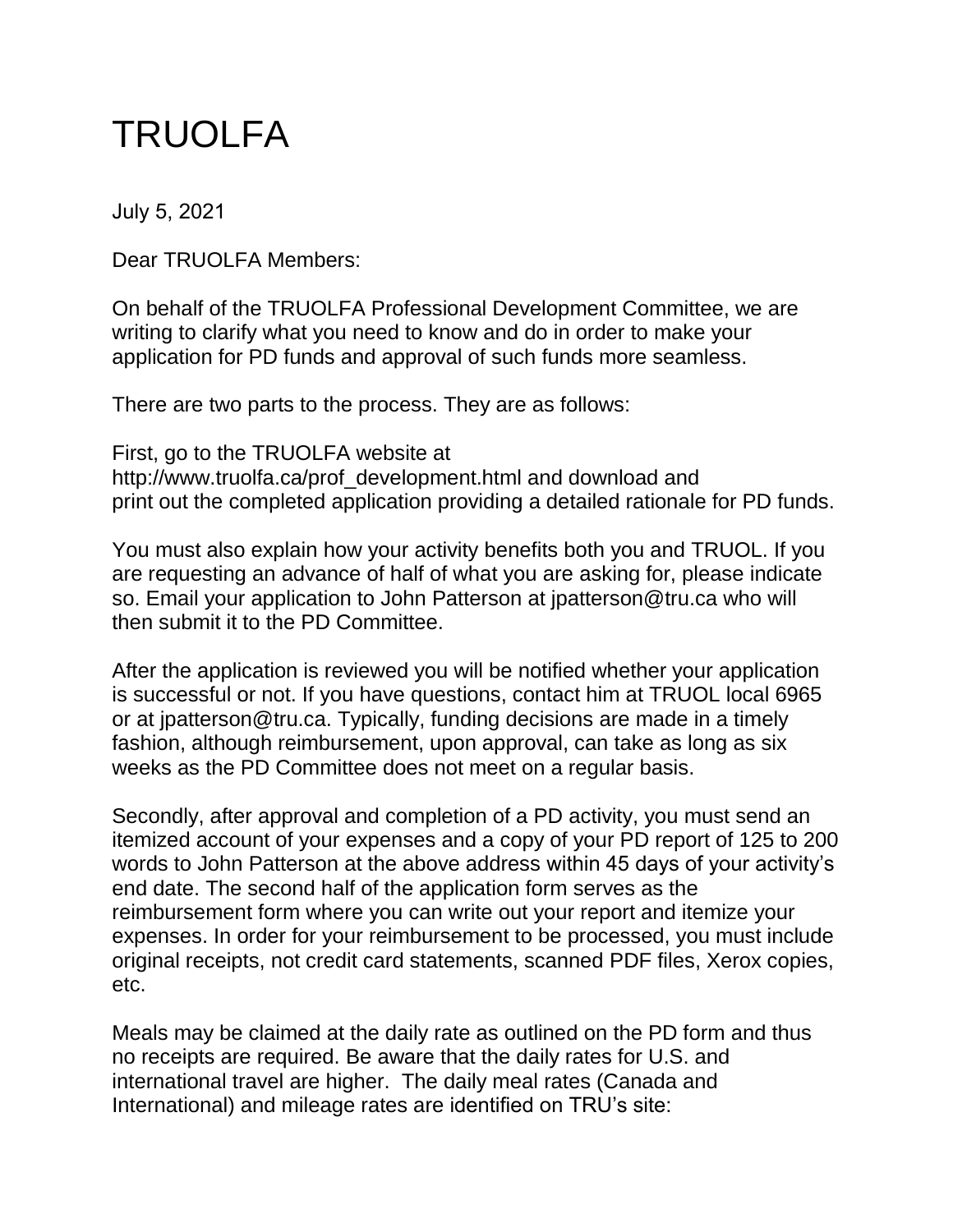# TRUOLFA

July 5, 2021

Dear TRUOLFA Members:

On behalf of the TRUOLFA Professional Development Committee, we are writing to clarify what you need to know and do in order to make your application for PD funds and approval of such funds more seamless.

There are two parts to the process. They are as follows:

First, go to the TRUOLFA website at http://www.truolfa.ca/prof_development.html and download and print out the completed application providing a detailed rationale for PD funds.

You must also explain how your activity benefits both you and TRUOL. If you are requesting an advance of half of what you are asking for, please indicate so. Email your application to John Patterson at jpatterson@tru.ca who will then submit it to the PD Committee.

After the application is reviewed you will be notified whether your application is successful or not. If you have questions, contact him at TRUOL local 6965 or at jpatterson@tru.ca. Typically, funding decisions are made in a timely fashion, although reimbursement, upon approval, can take as long as six weeks as the PD Committee does not meet on a regular basis.

Secondly, after approval and completion of a PD activity, you must send an itemized account of your expenses and a copy of your PD report of 125 to 200 words to John Patterson at the above address within 45 days of your activity's end date. The second half of the application form serves as the reimbursement form where you can write out your report and itemize your expenses. In order for your reimbursement to be processed, you must include original receipts, not credit card statements, scanned PDF files, Xerox copies, etc.

Meals may be claimed at the daily rate as outlined on the PD form and thus no receipts are required. Be aware that the daily rates for U.S. and international travel are higher. The daily meal rates (Canada and International) and mileage rates are identified on TRU's site: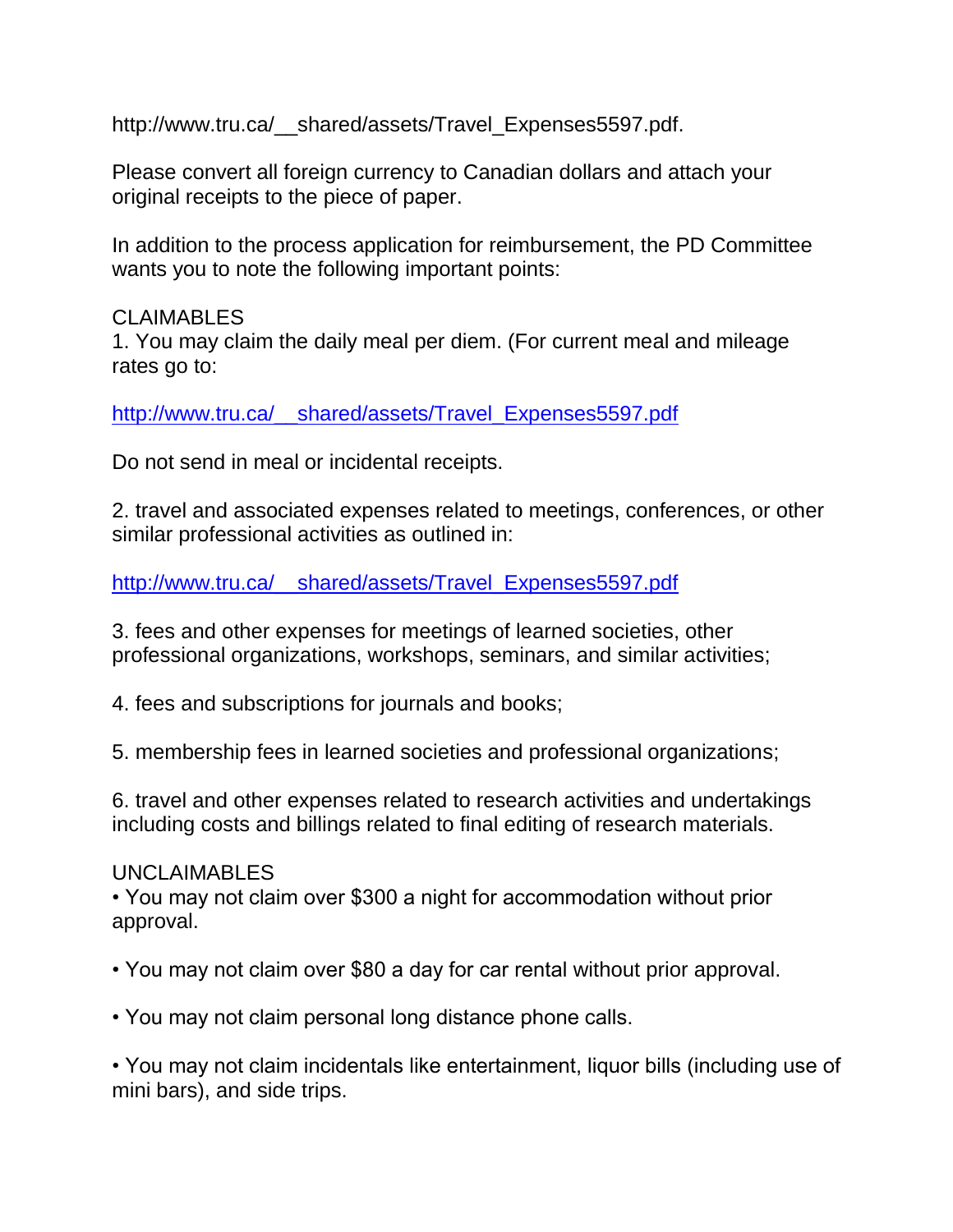http://www.tru.ca/__shared/assets/Travel_Expenses5597.pdf.

Please convert all foreign currency to Canadian dollars and attach your original receipts to the piece of paper.

In addition to the process application for reimbursement, the PD Committee wants you to note the following important points:

CLAIMABLES

1. You may claim the daily meal per diem. (For current meal and mileage rates go to:

[http://www.tru.ca/__shared/assets/Travel_Expenses5597.pdf](http://www.tru.ca/__shared/assets/Travel_Expenses5597.pdf)

Do not send in meal or incidental receipts.

2. travel and associated expenses related to meetings, conferences, or other similar professional activities as outlined in:

[http://www.tru.ca/__shared/assets/Travel_Expenses5597.pdf](http://www.tru.ca/__shared/assets/Travel_Expenses5597.pdf)

3. fees and other expenses for meetings of learned societies, other professional organizations, workshops, seminars, and similar activities;

4. fees and subscriptions for journals and books;

5. membership fees in learned societies and professional organizations;

6. travel and other expenses related to research activities and undertakings including costs and billings related to final editing of research materials.

UNCLAIMABLES

- You may not claim over $300 a night for accommodation without prior approval.

- You may not claim over $80 a day for car rental without prior approval.

- You may not claim personal long distance phone calls.

- You may not claim incidentals like entertainment, liquor bills (including use of mini bars), and side trips.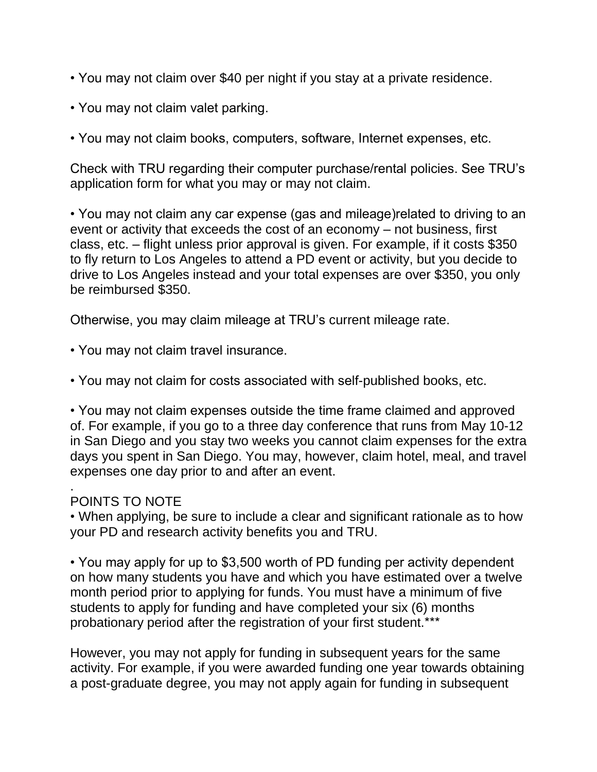- You may not claim over $40 per night if you stay at a private residence.

- You may not claim valet parking.

- You may not claim books, computers, software, Internet expenses, etc.

Check with TRU regarding their computer purchase/rental policies. See TRU's application form for what you may or may not claim.

- You may not claim any car expense (gas and mileage)related to driving to an event or activity that exceeds the cost of an economy – not business, first class, etc. – flight unless prior approval is given. For example, if it costs $350 to fly return to Los Angeles to attend a PD event or activity, but you decide to drive to Los Angeles instead and your total expenses are over $350, you only be reimbursed $350.

Otherwise, you may claim mileage at TRU's current mileage rate.

- You may not claim travel insurance.

- You may not claim for costs associated with self-published books, etc.

- You may not claim expenses outside the time frame claimed and approved of. For example, if you go to a three day conference that runs from May 10-12 in San Diego and you stay two weeks you cannot claim expenses for the extra days you spent in San Diego. You may, however, claim hotel, meal, and travel expenses one day prior to and after an event.

.

POINTS TO NOTE

- When applying, be sure to include a clear and significant rationale as to how your PD and research activity benefits you and TRU.

- You may apply for up to $3,500 worth of PD funding per activity dependent on how many students you have and which you have estimated over a twelve month period prior to applying for funds. You must have a minimum of five students to apply for funding and have completed your six (6) months probationary period after the registration of your first student.***

However, you may not apply for funding in subsequent years for the same activity. For example, if you were awarded funding one year towards obtaining a post-graduate degree, you may not apply again for funding in subsequent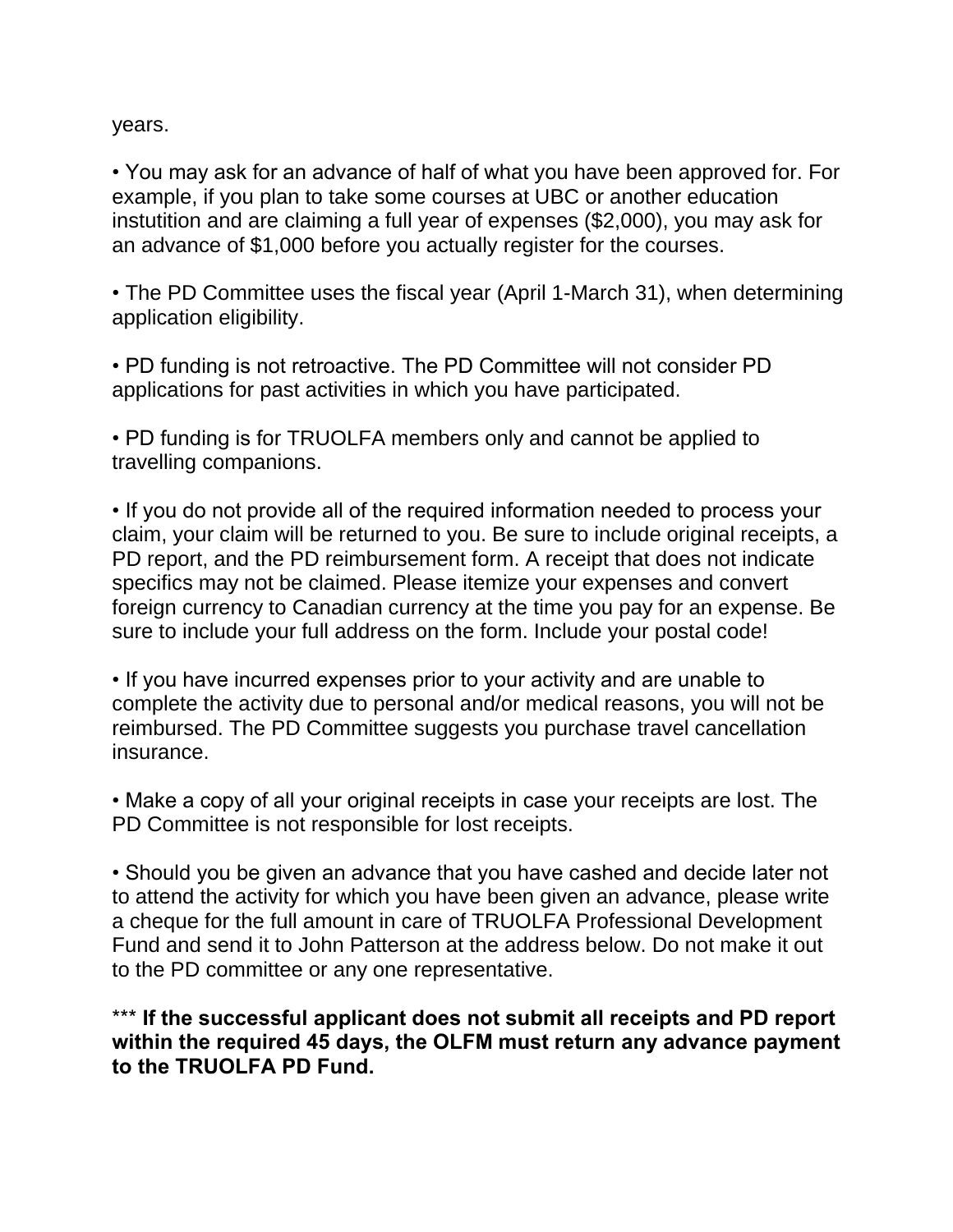years.

• You may ask for an advance of half of what you have been approved for. For example, if you plan to take some courses at UBC or another education instutition and are claiming a full year of expenses ($2,000), you may ask for an advance of $1,000 before you actually register for the courses.

• The PD Committee uses the fiscal year (April 1-March 31), when determining application eligibility.

• PD funding is not retroactive. The PD Committee will not consider PD applications for past activities in which you have participated.

• PD funding is for TRUOLFA members only and cannot be applied to travelling companions.

• If you do not provide all of the required information needed to process your claim, your claim will be returned to you. Be sure to include original receipts, a PD report, and the PD reimbursement form. A receipt that does not indicate specifics may not be claimed. Please itemize your expenses and convert foreign currency to Canadian currency at the time you pay for an expense. Be sure to include your full address on the form. Include your postal code!

• If you have incurred expenses prior to your activity and are unable to complete the activity due to personal and/or medical reasons, you will not be reimbursed. The PD Committee suggests you purchase travel cancellation insurance.

• Make a copy of all your original receipts in case your receipts are lost. The PD Committee is not responsible for lost receipts.

• Should you be given an advance that you have cashed and decide later not to attend the activity for which you have been given an advance, please write a cheque for the full amount in care of TRUOLFA Professional Development Fund and send it to John Patterson at the address below. Do not make it out to the PD committee or any one representative.

*** **If the successful applicant does not submit all receipts and PD report within the required 45 days, the OLFM must return any advance payment to the TRUOLFA PD Fund.**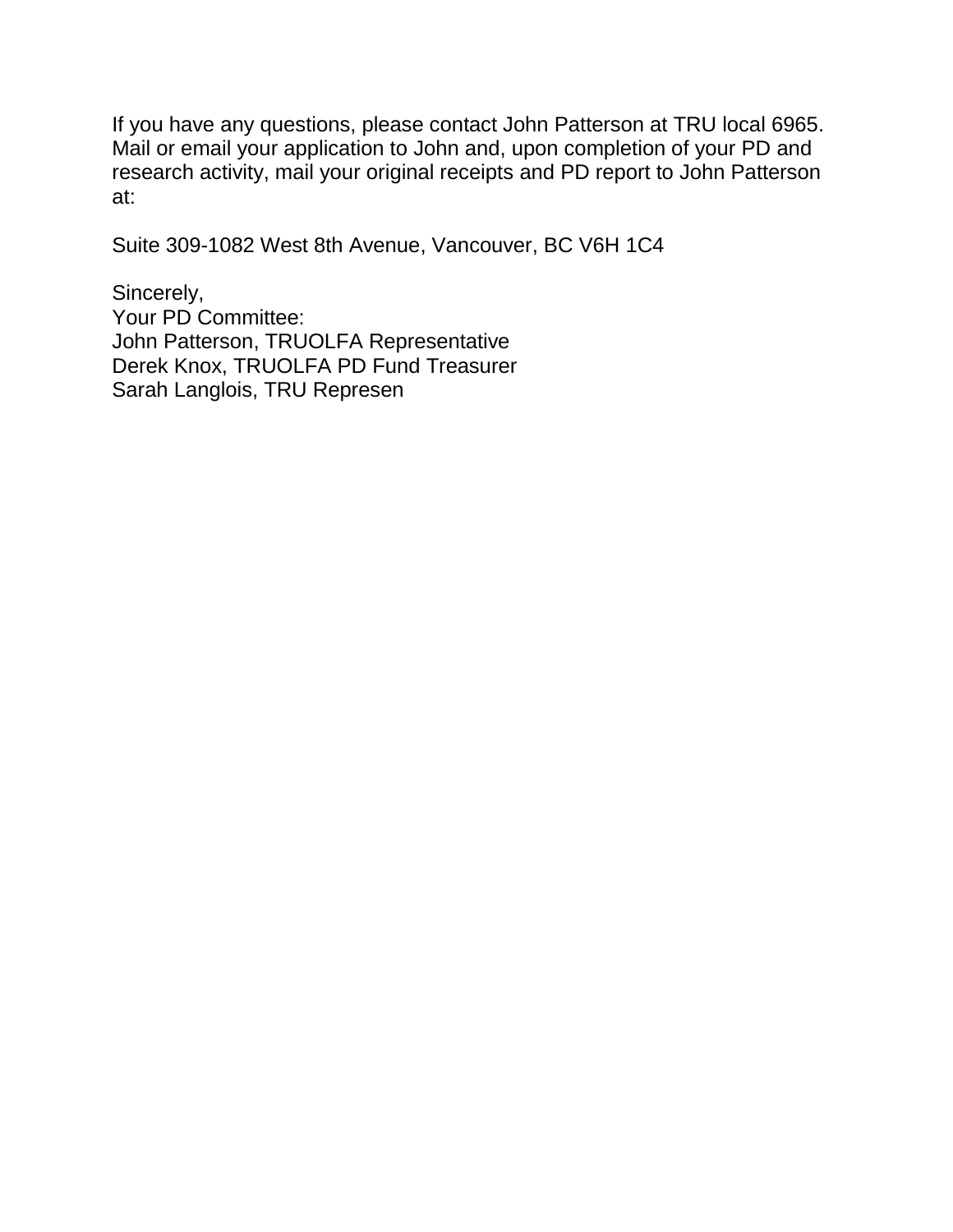If you have any questions, please contact John Patterson at TRU local 6965. Mail or email your application to John and, upon completion of your PD and research activity, mail your original receipts and PD report to John Patterson at:

Suite 309-1082 West 8th Avenue, Vancouver, BC V6H 1C4

Sincerely,
Your PD Committee:
John Patterson, TRUOLFA Representative
Derek Knox, TRUOLFA PD Fund Treasurer
Sarah Langlois, TRU Represen